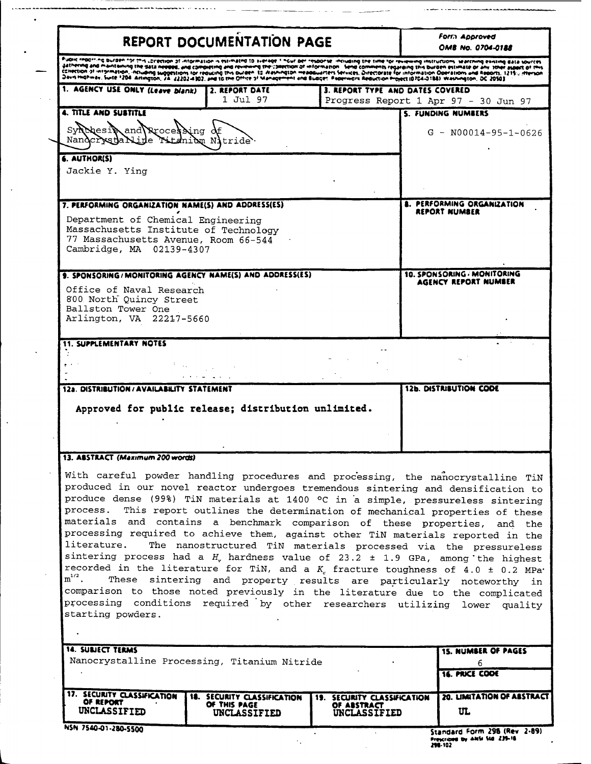# REPORT DOCUMENTATION PAGE

Form Approved
OMB No. 0704-0188

Public reporting burden for this collection of information is estimated to average 1 hour per response, including the time for reviewing instructions, searching existing data sources, gathering and maintaining the data needed, and completing and reviewing the collection of information. Send comments regarding this burden estimate or any other aspect of this collection of information, including suggestions for reducing this burden, to Washington Headquarters Services, Directorate for Information Operations and Reports, 1215 Jefferson Davis Highway, Suite 1204, Arlington, VA 22202-4302, and to the Office of Management and Budget, Paperwork Reduction Project (0704-0188), Washington, DC 20503.

| 1. AGENCY USE ONLY (Leave blank) | 2. REPORT DATE | 3. REPORT TYPE AND DATES COVERED |
|---|---|---|
| | 1 Jul 97 | Progress Report 1 Apr 97 - 30 Jun 97 |

**4. TITLE AND SUBTITLE**

Synthesis and Processing of Nanocrystalline Titanium Nitride

**5. FUNDING NUMBERS**

G - N00014-95-1-0626

**6. AUTHOR(S)**

Jackie Y. Ying

**7. PERFORMING ORGANIZATION NAME(S) AND ADDRESS(ES)**

Department of Chemical Engineering
Massachusetts Institute of Technology
77 Massachusetts Avenue, Room 66-544
Cambridge, MA 02139-4307

**8. PERFORMING ORGANIZATION REPORT NUMBER**

**9. SPONSORING/MONITORING AGENCY NAME(S) AND ADDRESS(ES)**

Office of Naval Research
800 North Quincy Street
Ballston Tower One
Arlington, VA 22217-5660

**10. SPONSORING/MONITORING AGENCY REPORT NUMBER**

**11. SUPPLEMENTARY NOTES**

**12a. DISTRIBUTION/AVAILABILITY STATEMENT**

**Approved for public release; distribution unlimited.**

**12b. DISTRIBUTION CODE**

**13. ABSTRACT (Maximum 200 words)**

With careful powder handling procedures and processing, the nanocrystalline TiN produced in our novel reactor undergoes tremendous sintering and densification to produce dense (99%) TiN materials at 1400 °C in a simple, pressureless sintering process. This report outlines the determination of mechanical properties of these materials and contains a benchmark comparison of these properties, and the processing required to achieve them, against other TiN materials reported in the literature. The nanostructured TiN materials processed via the pressureless sintering process had a $H_v$ hardness value of 23.2 ± 1.9 GPa, among the highest recorded in the literature for TiN, and a $K_c$ fracture toughness of 4.0 ± 0.2 MPa·$m^{1/2}$. These sintering and property results are particularly noteworthy in comparison to those noted previously in the literature due to the complicated processing conditions required by other researchers utilizing lower quality starting powders.

**14. SUBJECT TERMS**

Nanocrystalline Processing, Titanium Nitride

**15. NUMBER OF PAGES**

6

**16. PRICE CODE**

| 17. SECURITY CLASSIFICATION OF REPORT | 18. SECURITY CLASSIFICATION OF THIS PAGE | 19. SECURITY CLASSIFICATION OF ABSTRACT | 20. LIMITATION OF ABSTRACT |
|---|---|---|---|
| UNCLASSIFIED | UNCLASSIFIED | UNCLASSIFIED | UL |

NSN 7540-01-280-5500

Standard Form 298 (Rev 2-89)
Prescribed by ANSI Std Z39-18
298-102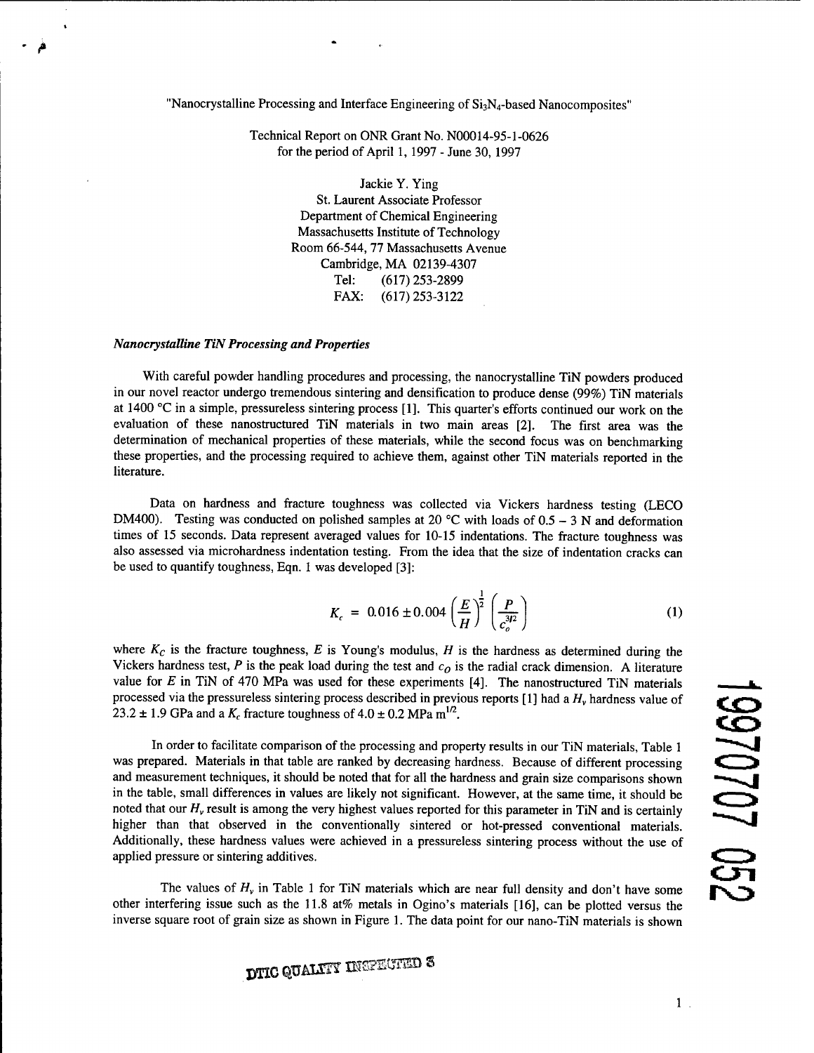"Nanocrystalline Processing and Interface Engineering of $Si_3N_4$-based Nanocomposites"

Technical Report on ONR Grant No. N00014-95-1-0626
for the period of April 1, 1997 - June 30, 1997

Jackie Y. Ying
St. Laurent Associate Professor
Department of Chemical Engineering
Massachusetts Institute of Technology
Room 66-544, 77 Massachusetts Avenue
Cambridge, MA 02139-4307
Tel: (617) 253-2899
FAX: (617) 253-3122

### *Nanocrystalline TiN Processing and Properties*

With careful powder handling procedures and processing, the nanocrystalline TiN powders produced in our novel reactor undergo tremendous sintering and densification to produce dense (99%) TiN materials at 1400 °C in a simple, pressureless sintering process [1]. This quarter's efforts continued our work on the evaluation of these nanostructured TiN materials in two main areas [2]. The first area was the determination of mechanical properties of these materials, while the second focus was on benchmarking these properties, and the processing required to achieve them, against other TiN materials reported in the literature.

Data on hardness and fracture toughness was collected via Vickers hardness testing (LECO DM400). Testing was conducted on polished samples at 20 °C with loads of 0.5 – 3 N and deformation times of 15 seconds. Data represent averaged values for 10-15 indentations. The fracture toughness was also assessed via microhardness indentation testing. From the idea that the size of indentation cracks can be used to quantify toughness, Eqn. 1 was developed [3]:

$$K_c = 0.016 \pm 0.004 \left(\frac{E}{H}\right)^{\frac{1}{2}} \left(\frac{P}{c_o^{3/2}}\right) \tag{1}$$

where $K_C$ is the fracture toughness, $E$ is Young's modulus, $H$ is the hardness as determined during the Vickers hardness test, $P$ is the peak load during the test and $c_O$ is the radial crack dimension. A literature value for $E$ in TiN of 470 MPa was used for these experiments [4]. The nanostructured TiN materials processed via the pressureless sintering process described in previous reports [1] had a $H_v$ hardness value of $23.2 \pm 1.9$ GPa and a $K_c$ fracture toughness of $4.0 \pm 0.2$ MPa $m^{1/2}$.

In order to facilitate comparison of the processing and property results in our TiN materials, Table 1 was prepared. Materials in that table are ranked by decreasing hardness. Because of different processing and measurement techniques, it should be noted that for all the hardness and grain size comparisons shown in the table, small differences in values are likely not significant. However, at the same time, it should be noted that our $H_v$ result is among the very highest values reported for this parameter in TiN and is certainly higher than that observed in the conventionally sintered or hot-pressed conventional materials. Additionally, these hardness values were achieved in a pressureless sintering process without the use of applied pressure or sintering additives.

The values of $H_v$ in Table 1 for TiN materials which are near full density and don't have some other interfering issue such as the 11.8 at% metals in Ogino's materials [16], can be plotted versus the inverse square root of grain size as shown in Figure 1. The data point for our nano-TiN materials is shown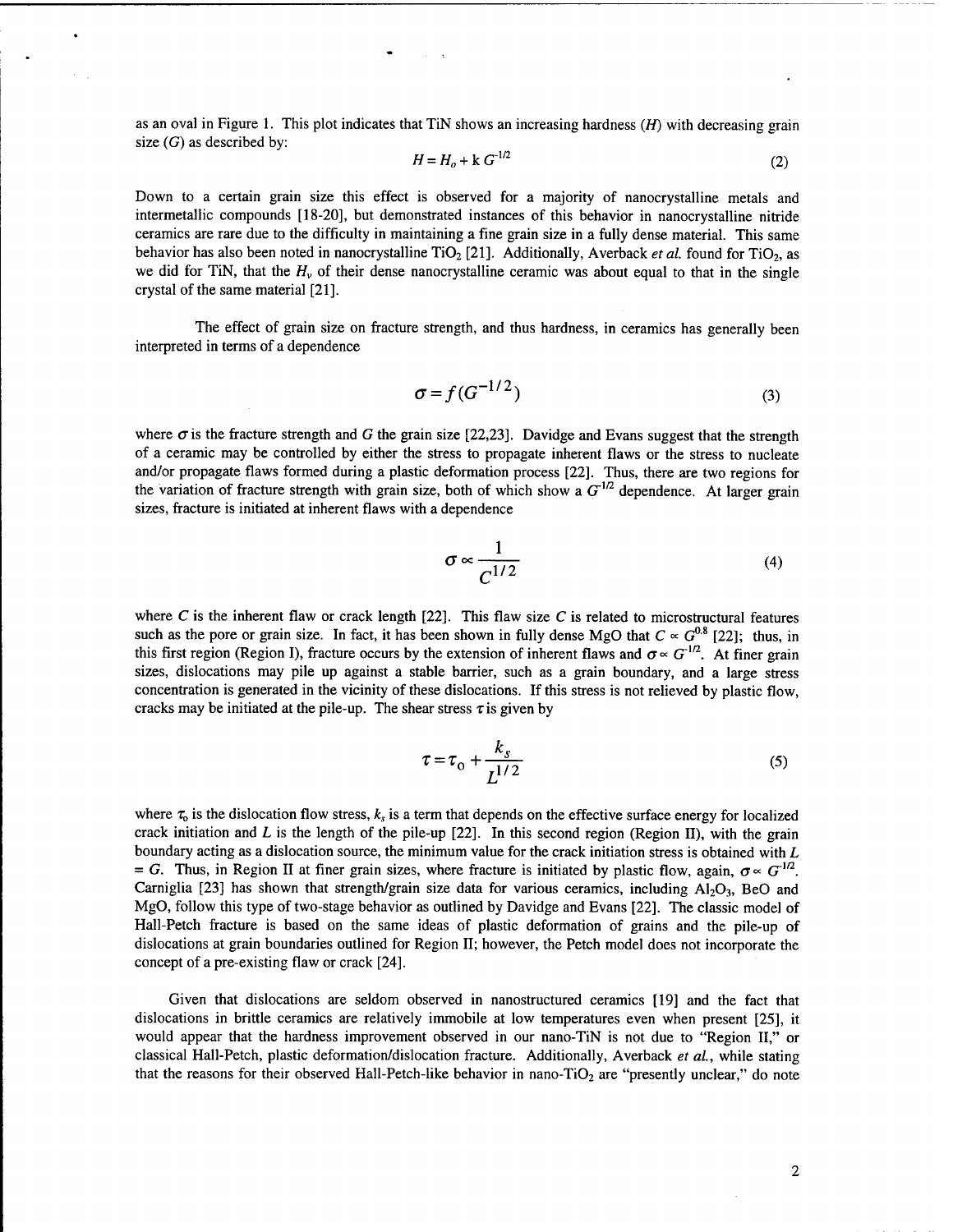as an oval in Figure 1. This plot indicates that TiN shows an increasing hardness ($H$) with decreasing grain size ($G$) as described by:

$$H = H_o + \mathrm{k}\, G^{-1/2} \tag{2}$$

Down to a certain grain size this effect is observed for a majority of nanocrystalline metals and intermetallic compounds [18-20], but demonstrated instances of this behavior in nanocrystalline nitride ceramics are rare due to the difficulty in maintaining a fine grain size in a fully dense material. This same behavior has also been noted in nanocrystalline $TiO_2$ [21]. Additionally, Averback *et al.* found for $TiO_2$, as we did for TiN, that the $H_v$ of their dense nanocrystalline ceramic was about equal to that in the single crystal of the same material [21].

The effect of grain size on fracture strength, and thus hardness, in ceramics has generally been interpreted in terms of a dependence

$$\sigma = f(G^{-1/2}) \tag{3}$$

where $\sigma$ is the fracture strength and $G$ the grain size [22,23]. Davidge and Evans suggest that the strength of a ceramic may be controlled by either the stress to propagate inherent flaws or the stress to nucleate and/or propagate flaws formed during a plastic deformation process [22]. Thus, there are two regions for the variation of fracture strength with grain size, both of which show a $G^{-1/2}$ dependence. At larger grain sizes, fracture is initiated at inherent flaws with a dependence

$$\sigma \propto \frac{1}{C^{1/2}} \tag{4}$$

where $C$ is the inherent flaw or crack length [22]. This flaw size $C$ is related to microstructural features such as the pore or grain size. In fact, it has been shown in fully dense MgO that $C \propto G^{0.8}$ [22]; thus, in this first region (Region I), fracture occurs by the extension of inherent flaws and $\sigma \propto G^{-1/2}$. At finer grain sizes, dislocations may pile up against a stable barrier, such as a grain boundary, and a large stress concentration is generated in the vicinity of these dislocations. If this stress is not relieved by plastic flow, cracks may be initiated at the pile-up. The shear stress $\tau$ is given by

$$\tau = \tau_0 + \frac{k_s}{L^{1/2}} \tag{5}$$

where $\tau_0$ is the dislocation flow stress, $k_s$ is a term that depends on the effective surface energy for localized crack initiation and $L$ is the length of the pile-up [22]. In this second region (Region II), with the grain boundary acting as a dislocation source, the minimum value for the crack initiation stress is obtained with $L = G$. Thus, in Region II at finer grain sizes, where fracture is initiated by plastic flow, again, $\sigma \propto G^{-1/2}$. Carniglia [23] has shown that strength/grain size data for various ceramics, including $Al_2O_3$, BeO and MgO, follow this type of two-stage behavior as outlined by Davidge and Evans [22]. The classic model of Hall-Petch fracture is based on the same ideas of plastic deformation of grains and the pile-up of dislocations at grain boundaries outlined for Region II; however, the Petch model does not incorporate the concept of a pre-existing flaw or crack [24].

Given that dislocations are seldom observed in nanostructured ceramics [19] and the fact that dislocations in brittle ceramics are relatively immobile at low temperatures even when present [25], it would appear that the hardness improvement observed in our nano-TiN is not due to "Region II," or classical Hall-Petch, plastic deformation/dislocation fracture. Additionally, Averback *et al.*, while stating that the reasons for their observed Hall-Petch-like behavior in nano-$TiO_2$ are "presently unclear," do note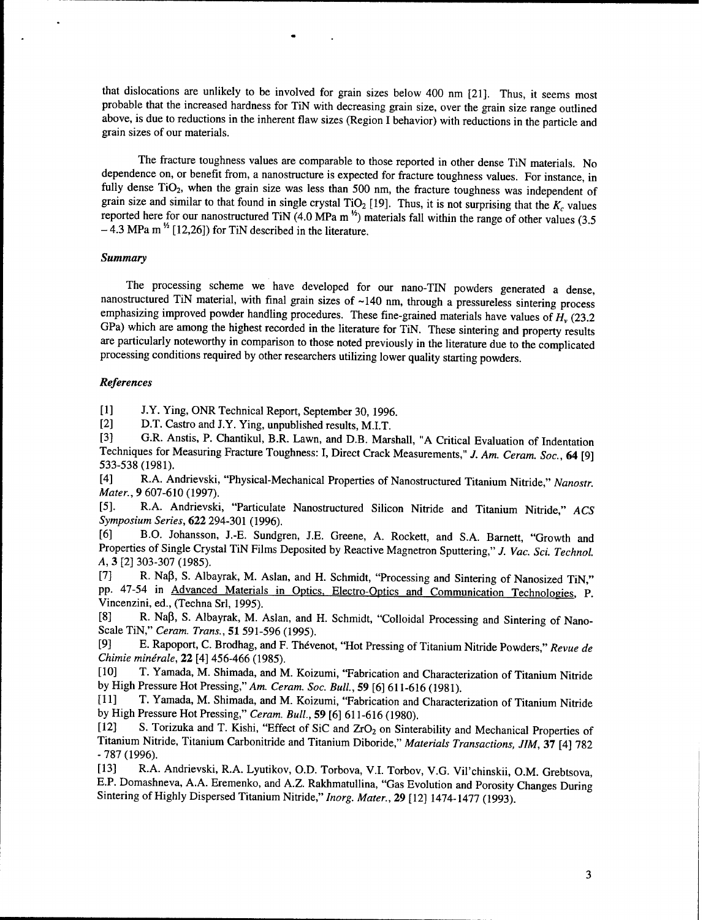that dislocations are unlikely to be involved for grain sizes below 400 nm [21]. Thus, it seems most probable that the increased hardness for TiN with decreasing grain size, over the grain size range outlined above, is due to reductions in the inherent flaw sizes (Region I behavior) with reductions in the particle and grain sizes of our materials.

The fracture toughness values are comparable to those reported in other dense TiN materials. No dependence on, or benefit from, a nanostructure is expected for fracture toughness values. For instance, in fully dense $TiO_2$, when the grain size was less than 500 nm, the fracture toughness was independent of grain size and similar to that found in single crystal $TiO_2$ [19]. Thus, it is not surprising that the $K_c$ values reported here for our nanostructured TiN (4.0 MPa m $^{1/2}$) materials fall within the range of other values (3.5 – 4.3 MPa m $^{1/2}$ [12,26]) for TiN described in the literature.

### *Summary*

The processing scheme we have developed for our nano-TIN powders generated a dense, nanostructured TiN material, with final grain sizes of ~140 nm, through a pressureless sintering process emphasizing improved powder handling procedures. These fine-grained materials have values of $H_v$ (23.2 GPa) which are among the highest recorded in the literature for TiN. These sintering and property results are particularly noteworthy in comparison to those noted previously in the literature due to the complicated processing conditions required by other researchers utilizing lower quality starting powders.

### *References*

[1] J.Y. Ying, ONR Technical Report, September 30, 1996.

[2] D.T. Castro and J.Y. Ying, unpublished results, M.I.T.

[3] G.R. Anstis, P. Chantikul, B.R. Lawn, and D.B. Marshall, "A Critical Evaluation of Indentation Techniques for Measuring Fracture Toughness: I, Direct Crack Measurements," *J. Am. Ceram. Soc.*, **64** [9] 533-538 (1981).

[4] R.A. Andrievski, "Physical-Mechanical Properties of Nanostructured Titanium Nitride," *Nanostr. Mater.*, **9** 607-610 (1997).

[5]. R.A. Andrievski, "Particulate Nanostructured Silicon Nitride and Titanium Nitride," *ACS Symposium Series*, **622** 294-301 (1996).

[6] B.O. Johansson, J.-E. Sundgren, J.E. Greene, A. Rockett, and S.A. Barnett, "Growth and Properties of Single Crystal TiN Films Deposited by Reactive Magnetron Sputtering," *J. Vac. Sci. Technol. A*, **3** [2] 303-307 (1985).

[7] R. Naβ, S. Albayrak, M. Aslan, and H. Schmidt, "Processing and Sintering of Nanosized TiN," pp. 47-54 in Advanced Materials in Optics, Electro-Optics and Communication Technologies, P. Vincenzini, ed., (Techna Srl, 1995).

[8] R. Naβ, S. Albayrak, M. Aslan, and H. Schmidt, "Colloidal Processing and Sintering of Nano-Scale TiN," *Ceram. Trans.*, **51** 591-596 (1995).

[9] E. Rapoport, C. Brodhag, and F. Thévenot, "Hot Pressing of Titanium Nitride Powders," *Revue de Chimie minérale*, **22** [4] 456-466 (1985).

[10] T. Yamada, M. Shimada, and M. Koizumi, "Fabrication and Characterization of Titanium Nitride by High Pressure Hot Pressing," *Am. Ceram. Soc. Bull.*, **59** [6] 611-616 (1981).

[11] T. Yamada, M. Shimada, and M. Koizumi, "Fabrication and Characterization of Titanium Nitride by High Pressure Hot Pressing," *Ceram. Bull.*, **59** [6] 611-616 (1980).

[12] S. Torizuka and T. Kishi, "Effect of SiC and $ZrO_2$ on Sinterability and Mechanical Properties of Titanium Nitride, Titanium Carbonitride and Titanium Diboride," *Materials Transactions, JIM*, **37** [4] 782 - 787 (1996).

[13] R.A. Andrievski, R.A. Lyutikov, O.D. Torbova, V.I. Torbov, V.G. Vil'chinskii, O.M. Grebtsova, E.P. Domashneva, A.A. Eremenko, and A.Z. Rakhmatullina, "Gas Evolution and Porosity Changes During Sintering of Highly Dispersed Titanium Nitride," *Inorg. Mater.*, **29** [12] 1474-1477 (1993).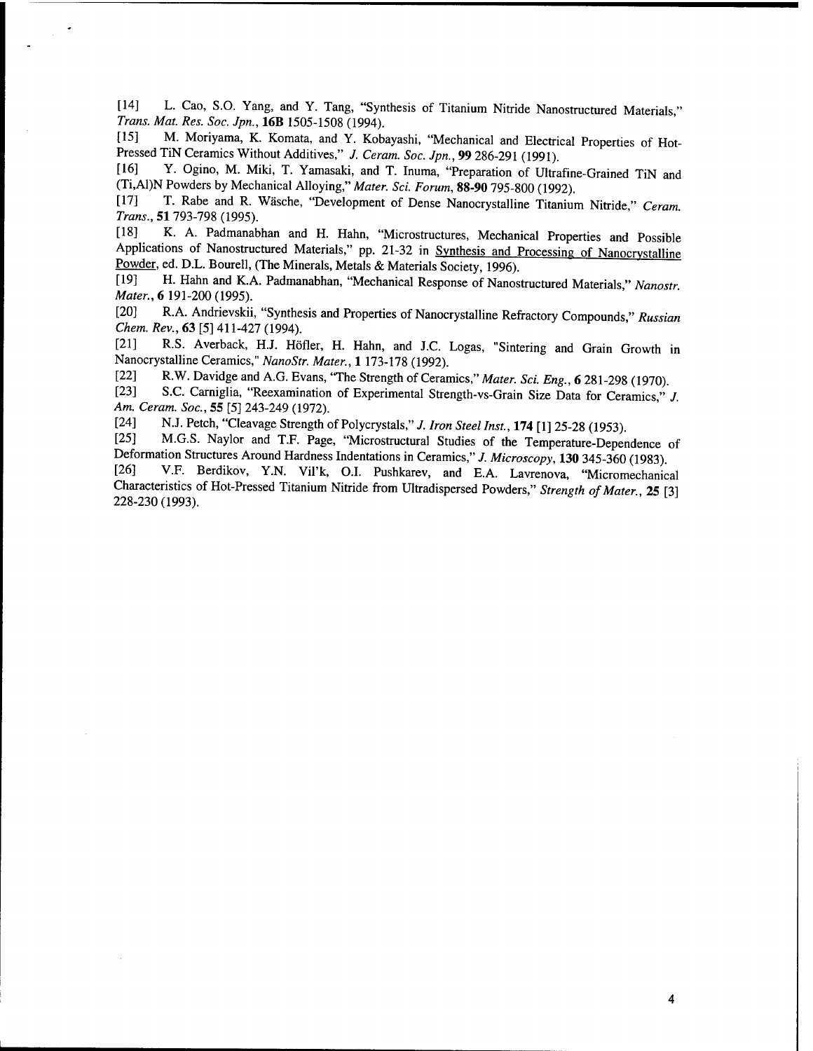[14] L. Cao, S.O. Yang, and Y. Tang, "Synthesis of Titanium Nitride Nanostructured Materials," *Trans. Mat. Res. Soc. Jpn.*, **16B** 1505-1508 (1994).

[15] M. Moriyama, K. Komata, and Y. Kobayashi, "Mechanical and Electrical Properties of Hot-Pressed TiN Ceramics Without Additives," *J. Ceram. Soc. Jpn.*, **99** 286-291 (1991).

[16] Y. Ogino, M. Miki, T. Yamasaki, and T. Inuma, "Preparation of Ultrafine-Grained TiN and (Ti,Al)N Powders by Mechanical Alloying," *Mater. Sci. Forum*, **88-90** 795-800 (1992).

[17] T. Rabe and R. Wäsche, "Development of Dense Nanocrystalline Titanium Nitride," *Ceram. Trans.*, **51** 793-798 (1995).

[18] K. A. Padmanabhan and H. Hahn, "Microstructures, Mechanical Properties and Possible Applications of Nanostructured Materials," pp. 21-32 in Synthesis and Processing of Nanocrystalline Powder, ed. D.L. Bourell, (The Minerals, Metals & Materials Society, 1996).

[19] H. Hahn and K.A. Padmanabhan, "Mechanical Response of Nanostructured Materials," *Nanostr. Mater.*, **6** 191-200 (1995).

[20] R.A. Andrievskii, "Synthesis and Properties of Nanocrystalline Refractory Compounds," *Russian Chem. Rev.*, **63** [5] 411-427 (1994).

[21] R.S. Averback, H.J. Höfler, H. Hahn, and J.C. Logas, "Sintering and Grain Growth in Nanocrystalline Ceramics," *NanoStr. Mater.*, **1** 173-178 (1992).

[22] R.W. Davidge and A.G. Evans, "The Strength of Ceramics," *Mater. Sci. Eng.*, **6** 281-298 (1970).

[23] S.C. Carniglia, "Reexamination of Experimental Strength-vs-Grain Size Data for Ceramics," *J. Am. Ceram. Soc.*, **55** [5] 243-249 (1972).

[24] N.J. Petch, "Cleavage Strength of Polycrystals," *J. Iron Steel Inst.*, **174** [1] 25-28 (1953).

[25] M.G.S. Naylor and T.F. Page, "Microstructural Studies of the Temperature-Dependence of Deformation Structures Around Hardness Indentations in Ceramics," *J. Microscopy*, **130** 345-360 (1983).

[26] V.F. Berdikov, Y.N. Vil'k, O.I. Pushkarev, and E.A. Lavrenova, "Micromechanical Characteristics of Hot-Pressed Titanium Nitride from Ultradispersed Powders," *Strength of Mater.*, **25** [3] 228-230 (1993).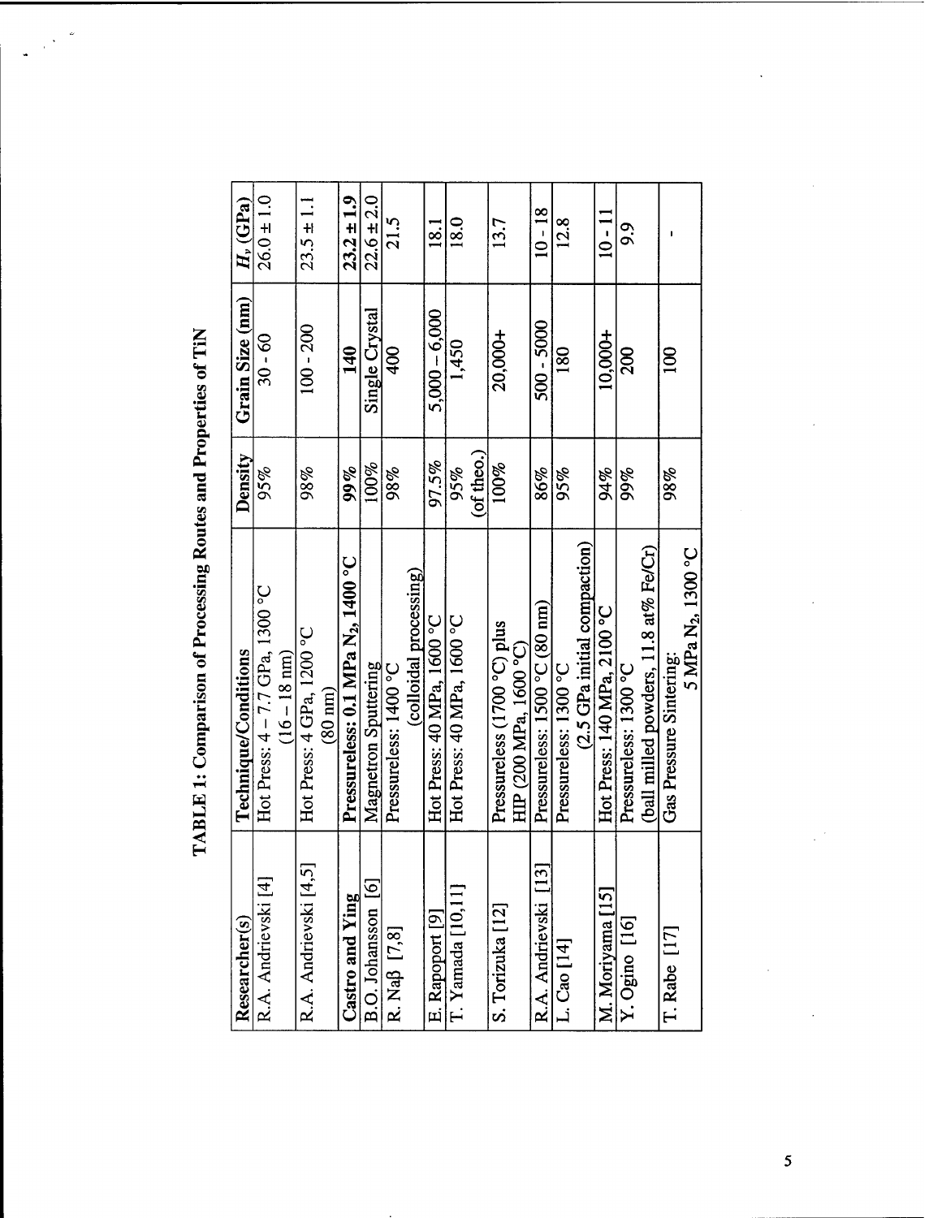**TABLE 1: Comparison of Processing Routes and Properties of TiN**

| Researcher(s) | Technique/Conditions | Density | Grain Size (nm) | $H_v$ (GPa) |
|---|---|---|---|---|
| R.A. Andrievski [4] | Hot Press: 4 – 7.7 GPa, 1300 °C (16 – 18 nm) | 95% | 30 - 60 | 26.0 ± 1.0 |
| R.A. Andrievski [4,5] | Hot Press: 4 GPa, 1200 °C (80 nm) | 98% | 100 - 200 | 23.5 ± 1.1 |
| **Castro and Ying** | **Pressureless: 0.1 MPa $N_2$, 1400 °C** | **99%** | **140** | **23.2 ± 1.9** |
| B.O. Johansson [6] | Magnetron Sputtering | 100% | Single Crystal | 22.6 ± 2.0 |
| R. Naß [7,8] | Pressureless: 1400 °C (colloidal processing) | 98% | 400 | 21.5 |
| E. Rapoport [9] | Hot Press: 40 MPa, 1600 °C | 97.5% | 5,000 – 6,000 | 18.1 |
| T. Yamada [10,11] | Hot Press: 40 MPa, 1600 °C | 95% (of theo.) | 1,450 | 18.0 |
| S. Torizuka [12] | Pressureless (1700 °C) plus HIP (200 MPa, 1600 °C) | 100% | 20,000+ | 13.7 |
| R.A. Andrievski [13] | Pressureless: 1500 °C (80 nm) | 86% | 500 - 5000 | 10 - 18 |
| L. Cao [14] | Pressureless: 1300 °C (2.5 GPa initial compaction) | 95% | 180 | 12.8 |
| M. Moriyama [15] | Hot Press: 140 MPa, 2100 °C | 94% | 10,000+ | 10 - 11 |
| Y. Ogino [16] | Pressureless: 1300 °C (ball milled powders, 11.8 at% Fe/Cr) | 99% | 200 | 9.9 |
| T. Rabe [17] | Gas Pressure Sintering: 5 MPa $N_2$, 1300 °C | 98% | 100 | - |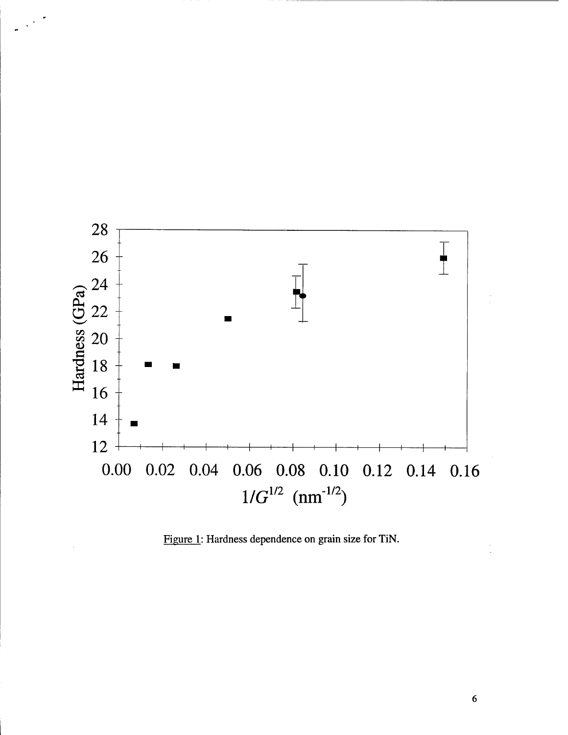28

26

24

22

20

18

16

14

12

Hardness (GPa)

0.00 0.02 0.04 0.06 0.08 0.10 0.12 0.14 0.16

$1/G^{1/2}$ ($nm^{-1/2}$)

Figure 1: Hardness dependence on grain size for TiN.